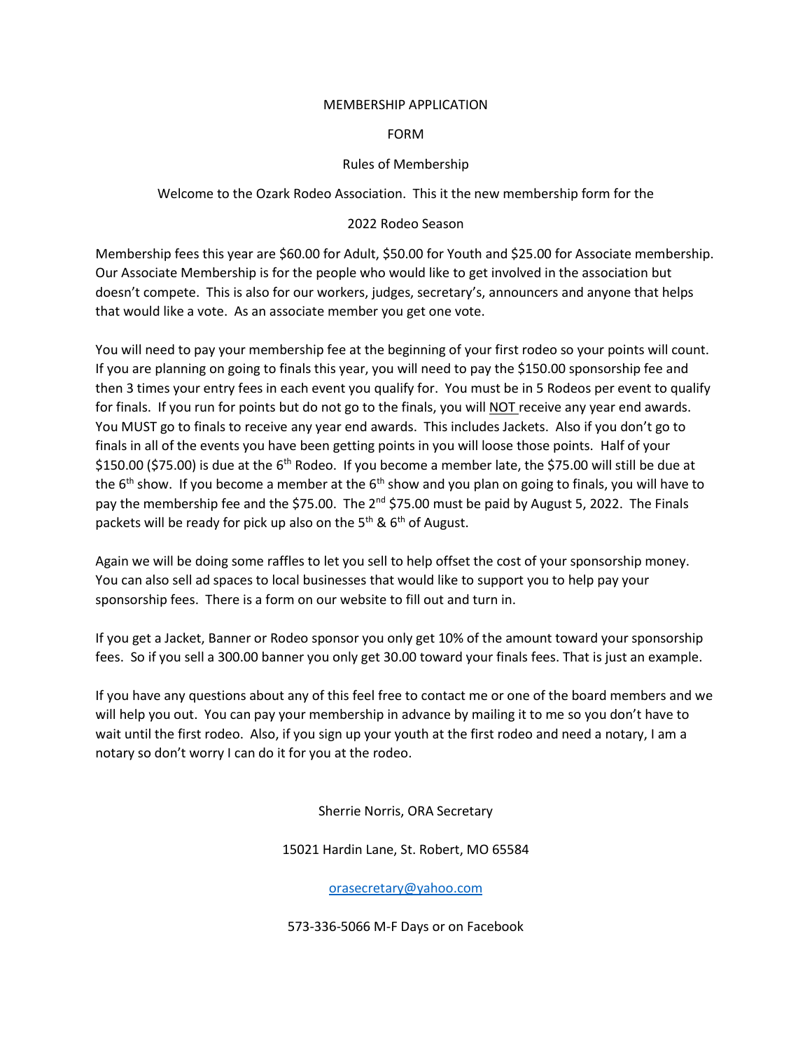MEMBERSHIP APPLICATION

FORM

Rules of Membership

Welcome to the Ozark Rodeo Association. This it the new membership form for the

2022 Rodeo Season

Membership fees this year are $60.00 for Adult, $50.00 for Youth and $25.00 for Associate membership. Our Associate Membership is for the people who would like to get involved in the association but doesn't compete. This is also for our workers, judges, secretary's, announcers and anyone that helps that would like a vote. As an associate member you get one vote.

You will need to pay your membership fee at the beginning of your first rodeo so your points will count. If you are planning on going to finals this year, you will need to pay the $150.00 sponsorship fee and then 3 times your entry fees in each event you qualify for. You must be in 5 Rodeos per event to qualify for finals. If you run for points but do not go to the finals, you will <u>NOT</u> receive any year end awards. You MUST go to finals to receive any year end awards. This includes Jackets. Also if you don't go to finals in all of the events you have been getting points in you will loose those points. Half of your $150.00 ($75.00) is due at the 6th Rodeo. If you become a member late, the $75.00 will still be due at the 6th show. If you become a member at the 6th show and you plan on going to finals, you will have to pay the membership fee and the $75.00. The 2nd $75.00 must be paid by August 5, 2022. The Finals packets will be ready for pick up also on the 5th & 6th of August.

Again we will be doing some raffles to let you sell to help offset the cost of your sponsorship money. You can also sell ad spaces to local businesses that would like to support you to help pay your sponsorship fees. There is a form on our website to fill out and turn in.

If you get a Jacket, Banner or Rodeo sponsor you only get 10% of the amount toward your sponsorship fees. So if you sell a 300.00 banner you only get 30.00 toward your finals fees. That is just an example.

If you have any questions about any of this feel free to contact me or one of the board members and we will help you out. You can pay your membership in advance by mailing it to me so you don't have to wait until the first rodeo. Also, if you sign up your youth at the first rodeo and need a notary, I am a notary so don't worry I can do it for you at the rodeo.

Sherrie Norris, ORA Secretary

15021 Hardin Lane, St. Robert, MO 65584

orasecretary@yahoo.com

573-336-5066 M-F Days or on Facebook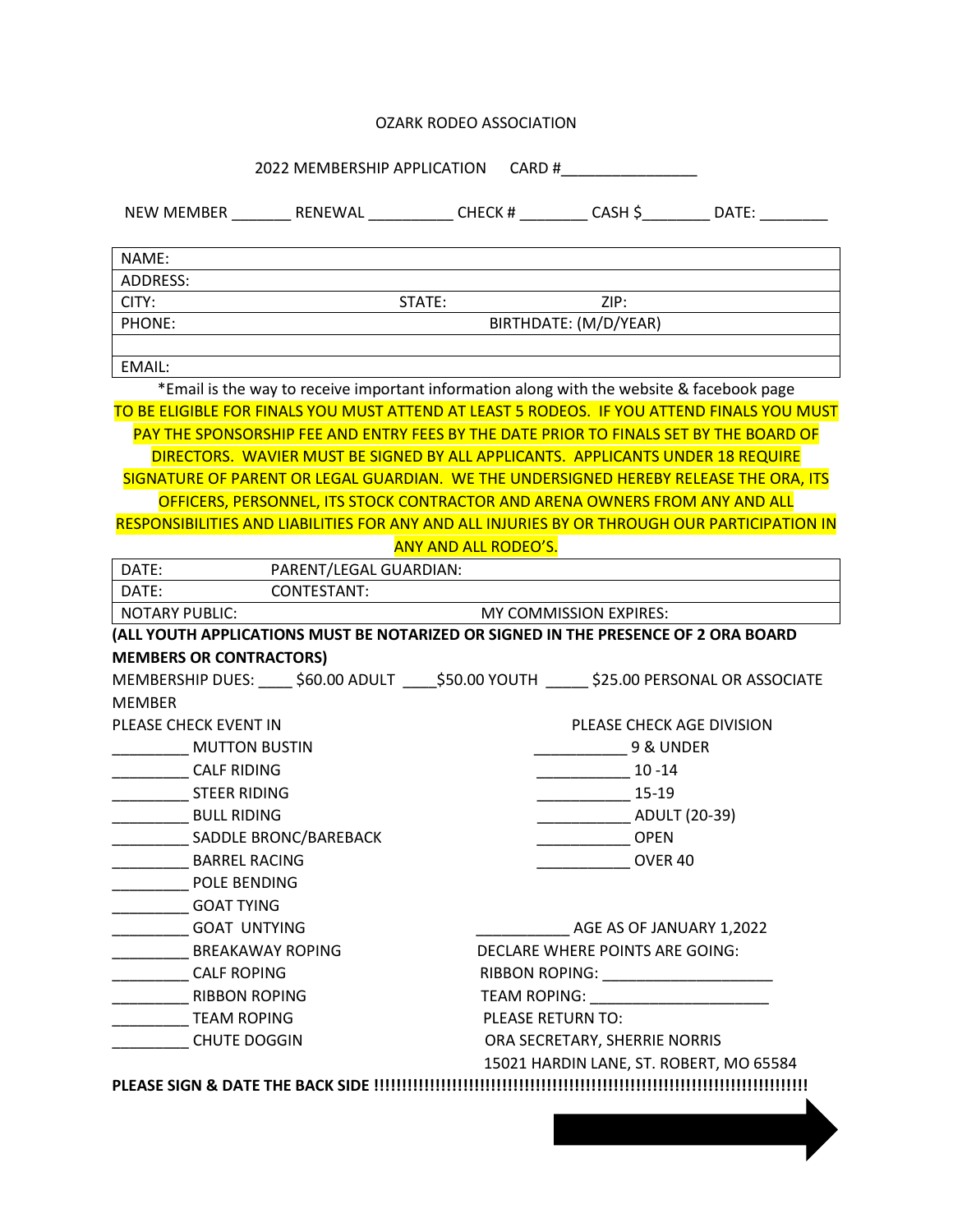OZARK RODEO ASSOCIATION

2022 MEMBERSHIP APPLICATION    CARD #________________

NEW MEMBER _______ RENEWAL __________ CHECK # ________ CASH $________ DATE: ________

| NAME: | | |
|---|---|---|
| ADDRESS: | | |
| CITY: | STATE: | ZIP: |
| PHONE: | | BIRTHDATE: (M/D/YEAR) |
| | | |
| EMAIL: | | |

*Email is the way to receive important information along with the website & facebook page

TO BE ELIGIBLE FOR FINALS YOU MUST ATTEND AT LEAST 5 RODEOS. IF YOU ATTEND FINALS YOU MUST PAY THE SPONSORSHIP FEE AND ENTRY FEES BY THE DATE PRIOR TO FINALS SET BY THE BOARD OF DIRECTORS. WAVIER MUST BE SIGNED BY ALL APPLICANTS. APPLICANTS UNDER 18 REQUIRE SIGNATURE OF PARENT OR LEGAL GUARDIAN. WE THE UNDERSIGNED HEREBY RELEASE THE ORA, ITS OFFICERS, PERSONNEL, ITS STOCK CONTRACTOR AND ARENA OWNERS FROM ANY AND ALL RESPONSIBILITIES AND LIABILITIES FOR ANY AND ALL INJURIES BY OR THROUGH OUR PARTICIPATION IN ANY AND ALL RODEO'S.

| DATE: | PARENT/LEGAL GUARDIAN: | |
|---|---|---|
| DATE: | CONTESTANT: | |
| NOTARY PUBLIC: | | MY COMMISSION EXPIRES: |

**(ALL YOUTH APPLICATIONS MUST BE NOTARIZED OR SIGNED IN THE PRESENCE OF 2 ORA BOARD MEMBERS OR CONTRACTORS)**

MEMBERSHIP DUES: ____ $60.00 ADULT ____$50.00 YOUTH _____ $25.00 PERSONAL OR ASSOCIATE MEMBER

PLEASE CHECK EVENT IN

_________ MUTTON BUSTIN
_________ CALF RIDING
_________ STEER RIDING
_________ BULL RIDING
_________ SADDLE BRONC/BAREBACK
_________ BARREL RACING
_________ POLE BENDING
_________ GOAT TYING
_________ GOAT UNTYING
_________ BREAKAWAY ROPING
_________ CALF ROPING
_________ RIBBON ROPING
_________ TEAM ROPING
_________ CHUTE DOGGIN

PLEASE CHECK AGE DIVISION

___________ 9 & UNDER
___________ 10 -14
___________ 15-19
___________ ADULT (20-39)
___________ OPEN
___________ OVER 40

___________ AGE AS OF JANUARY 1,2022

DECLARE WHERE POINTS ARE GOING:

RIBBON ROPING: ____________________

TEAM ROPING: _____________________

PLEASE RETURN TO:
ORA SECRETARY, SHERRIE NORRIS
15021 HARDIN LANE, ST. ROBERT, MO 65584

**PLEASE SIGN & DATE THE BACK SIDE !!!!!!!!!!!!!!!!!!!!!!!!!!!!!!!!!!!!!!!!!!!!!!!!!!!!!!!!!!!!!!!!!!!!!!!!!!!**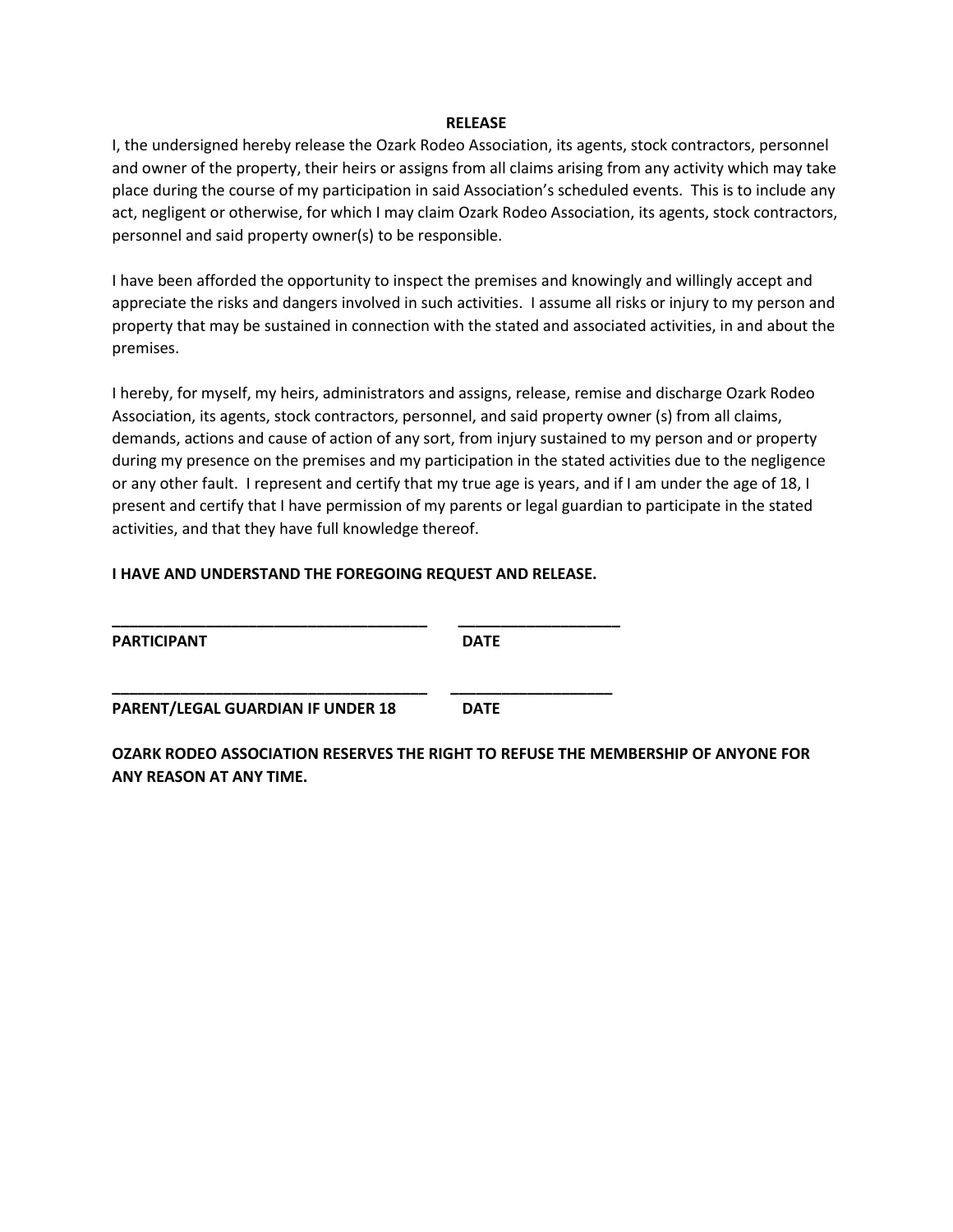**RELEASE**

I, the undersigned hereby release the Ozark Rodeo Association, its agents, stock contractors, personnel and owner of the property, their heirs or assigns from all claims arising from any activity which may take place during the course of my participation in said Association's scheduled events. This is to include any act, negligent or otherwise, for which I may claim Ozark Rodeo Association, its agents, stock contractors, personnel and said property owner(s) to be responsible.

I have been afforded the opportunity to inspect the premises and knowingly and willingly accept and appreciate the risks and dangers involved in such activities. I assume all risks or injury to my person and property that may be sustained in connection with the stated and associated activities, in and about the premises.

I hereby, for myself, my heirs, administrators and assigns, release, remise and discharge Ozark Rodeo Association, its agents, stock contractors, personnel, and said property owner (s) from all claims, demands, actions and cause of action of any sort, from injury sustained to my person and or property during my presence on the premises and my participation in the stated activities due to the negligence or any other fault. I represent and certify that my true age is years, and if I am under the age of 18, I present and certify that I have permission of my parents or legal guardian to participate in the stated activities, and that they have full knowledge thereof.

**I HAVE AND UNDERSTAND THE FOREGOING REQUEST AND RELEASE.**

**______________________________________ ___________________**

**PARTICIPANT DATE**

**______________________________________ ___________________**

**PARENT/LEGAL GUARDIAN IF UNDER 18 DATE**

**OZARK RODEO ASSOCIATION RESERVES THE RIGHT TO REFUSE THE MEMBERSHIP OF ANYONE FOR ANY REASON AT ANY TIME.**